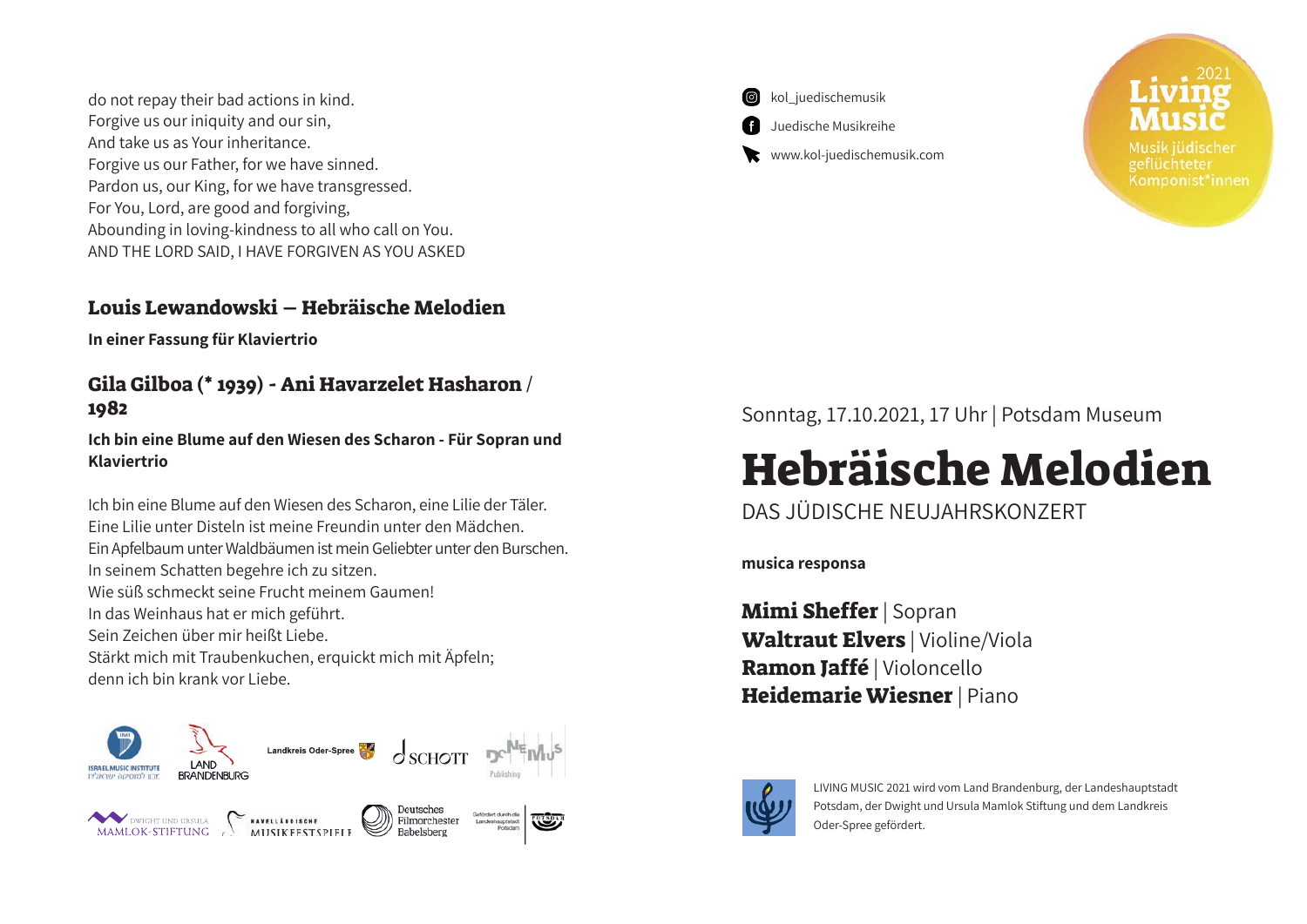do not repay their bad actions in kind.
Forgive us our iniquity and our sin,
And take us as Your inheritance.
Forgive us our Father, for we have sinned.
Pardon us, our King, for we have transgressed.
For You, Lord, are good and forgiving,
Abounding in loving-kindness to all who call on You.
AND THE LORD SAID, I HAVE FORGIVEN AS YOU ASKED

## Louis Lewandowski – Hebräische Melodien

**In einer Fassung für Klaviertrio**

## Gila Gilboa (* 1939) - Ani Havarzelet Hasharon / 1982

**Ich bin eine Blume auf den Wiesen des Scharon - Für Sopran und Klaviertrio**

Ich bin eine Blume auf den Wiesen des Scharon, eine Lilie der Täler.
Eine Lilie unter Disteln ist meine Freundin unter den Mädchen.
Ein Apfelbaum unter Waldbäumen ist mein Geliebter unter den Burschen.
In seinem Schatten begehre ich zu sitzen.
Wie süß schmeckt seine Frucht meinem Gaumen!
In das Weinhaus hat er mich geführt.
Sein Zeichen über mir heißt Liebe.
Stärkt mich mit Traubenkuchen, erquickt mich mit Äpfeln;
denn ich bin krank vor Liebe.

ISRAEL MUSIC INSTITUTE · LAND BRANDENBURG · Landkreis Oder-Spree · SCHOTT · DONEMUS Publishing · DWIGHT UND URSULA MAMLOK-STIFTUNG · HAVELLÄNDISCHE MUSIKFESTSPIELE · Deutsches Filmorchester Babelsberg · Gefördert durch die Landeshauptstadt Potsdam

kol_juedischemusik
Juedische Musikreihe
www.kol-juedischemusik.com

2021 Living Music – Musik jüdischer geflüchteter Komponist*innen

Sonntag, 17.10.2021, 17 Uhr | Potsdam Museum

# Hebräische Melodien

DAS JÜDISCHE NEUJAHRSKONZERT

**musica responsa**

**Mimi Sheffer** | Sopran
**Waltraut Elvers** | Violine/Viola
**Ramon Jaffé** | Violoncello
**Heidemarie Wiesner** | Piano

LIVING MUSIC 2021 wird vom Land Brandenburg, der Landeshauptstadt Potsdam, der Dwight und Ursula Mamlok Stiftung und dem Landkreis Oder-Spree gefördert.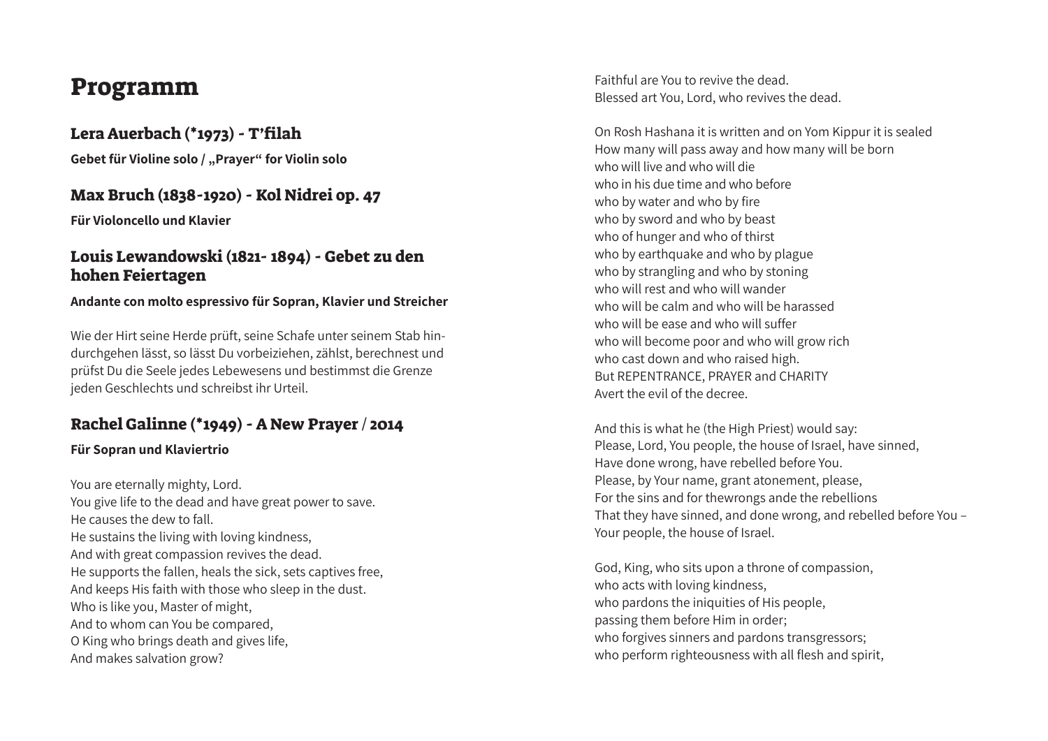# Programm

## Lera Auerbach (*1973) - T'filah

**Gebet für Violine solo / „Prayer" for Violin solo**

## Max Bruch (1838-1920) - Kol Nidrei op. 47

**Für Violoncello und Klavier**

## Louis Lewandowski (1821- 1894) - Gebet zu den hohen Feiertagen

**Andante con molto espressivo für Sopran, Klavier und Streicher**

Wie der Hirt seine Herde prüft, seine Schafe unter seinem Stab hindurchgehen lässt, so lässt Du vorbeiziehen, zählst, berechnest und prüfst Du die Seele jedes Lebewesens und bestimmst die Grenze jeden Geschlechts und schreibst ihr Urteil.

## Rachel Galinne (*1949) - A New Prayer / 2014

**Für Sopran und Klaviertrio**

You are eternally mighty, Lord.
You give life to the dead and have great power to save.
He causes the dew to fall.
He sustains the living with loving kindness,
And with great compassion revives the dead.
He supports the fallen, heals the sick, sets captives free,
And keeps His faith with those who sleep in the dust.
Who is like you, Master of might,
And to whom can You be compared,
O King who brings death and gives life,
And makes salvation grow?

Faithful are You to revive the dead.
Blessed art You, Lord, who revives the dead.

On Rosh Hashana it is written and on Yom Kippur it is sealed
How many will pass away and how many will be born
who will live and who will die
who in his due time and who before
who by water and who by fire
who by sword and who by beast
who of hunger and who of thirst
who by earthquake and who by plague
who by strangling and who by stoning
who will rest and who will wander
who will be calm and who will be harassed
who will be ease and who will suffer
who will become poor and who will grow rich
who cast down and who raised high.
But REPENTRANCE, PRAYER and CHARITY
Avert the evil of the decree.

And this is what he (the High Priest) would say:
Please, Lord, You people, the house of Israel, have sinned,
Have done wrong, have rebelled before You.
Please, by Your name, grant atonement, please,
For the sins and for thewrongs ande the rebellions
That they have sinned, and done wrong, and rebelled before You –
Your people, the house of Israel.

God, King, who sits upon a throne of compassion,
who acts with loving kindness,
who pardons the iniquities of His people,
passing them before Him in order;
who forgives sinners and pardons transgressors;
who perform righteousness with all flesh and spirit,